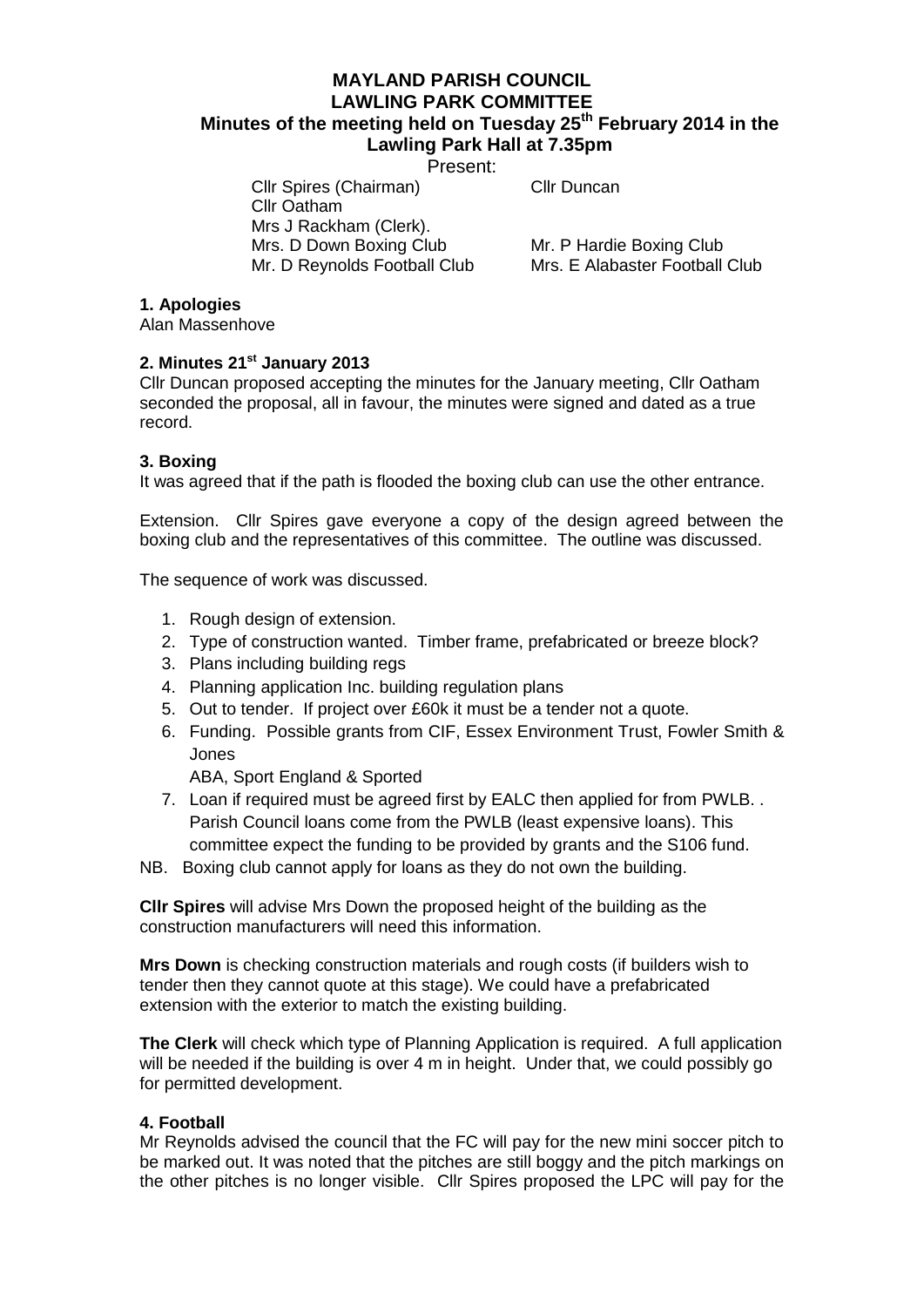# MAYLAND PARISH COUNCIL
## LAWLING PARK COMMITTEE
### Minutes of the meeting held on Tuesday 25th February 2014 in the Lawling Park Hall at 7.35pm

Present:

Cllr Spires (Chairman)
Cllr Duncan
Cllr Oatham
Mrs J Rackham (Clerk).
Mrs. D Down Boxing Club
Mr. P Hardie Boxing Club
Mr. D Reynolds Football Club
Mrs. E Alabaster Football Club

**1. Apologies**

Alan Massenhove

**2. Minutes 21st January 2013**

Cllr Duncan proposed accepting the minutes for the January meeting, Cllr Oatham seconded the proposal, all in favour, the minutes were signed and dated as a true record.

**3. Boxing**

It was agreed that if the path is flooded the boxing club can use the other entrance.

Extension. Cllr Spires gave everyone a copy of the design agreed between the boxing club and the representatives of this committee. The outline was discussed.

The sequence of work was discussed.

1. Rough design of extension.
2. Type of construction wanted. Timber frame, prefabricated or breeze block?
3. Plans including building regs
4. Planning application Inc. building regulation plans
5. Out to tender. If project over £60k it must be a tender not a quote.
6. Funding. Possible grants from CIF, Essex Environment Trust, Fowler Smith & Jones
   ABA, Sport England & Sported
7. Loan if required must be agreed first by EALC then applied for from PWLB. . Parish Council loans come from the PWLB (least expensive loans). This committee expect the funding to be provided by grants and the S106 fund.

NB. Boxing club cannot apply for loans as they do not own the building.

**Cllr Spires** will advise Mrs Down the proposed height of the building as the construction manufacturers will need this information.

**Mrs Down** is checking construction materials and rough costs (if builders wish to tender then they cannot quote at this stage). We could have a prefabricated extension with the exterior to match the existing building.

**The Clerk** will check which type of Planning Application is required. A full application will be needed if the building is over 4 m in height. Under that, we could possibly go for permitted development.

**4. Football**

Mr Reynolds advised the council that the FC will pay for the new mini soccer pitch to be marked out. It was noted that the pitches are still boggy and the pitch markings on the other pitches is no longer visible. Cllr Spires proposed the LPC will pay for the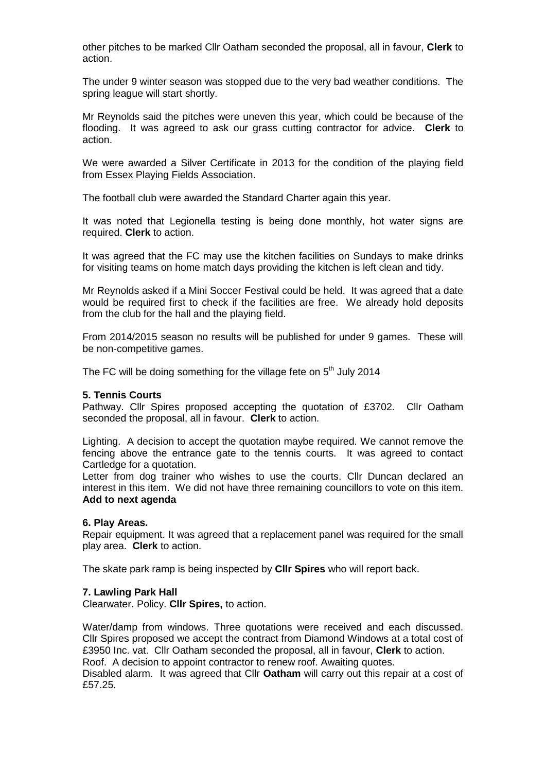other pitches to be marked Cllr Oatham seconded the proposal, all in favour, **Clerk** to action.

The under 9 winter season was stopped due to the very bad weather conditions. The spring league will start shortly.

Mr Reynolds said the pitches were uneven this year, which could be because of the flooding. It was agreed to ask our grass cutting contractor for advice. **Clerk** to action.

We were awarded a Silver Certificate in 2013 for the condition of the playing field from Essex Playing Fields Association.

The football club were awarded the Standard Charter again this year.

It was noted that Legionella testing is being done monthly, hot water signs are required. **Clerk** to action.

It was agreed that the FC may use the kitchen facilities on Sundays to make drinks for visiting teams on home match days providing the kitchen is left clean and tidy.

Mr Reynolds asked if a Mini Soccer Festival could be held. It was agreed that a date would be required first to check if the facilities are free. We already hold deposits from the club for the hall and the playing field.

From 2014/2015 season no results will be published for under 9 games. These will be non-competitive games.

The FC will be doing something for the village fete on 5th July 2014

**5. Tennis Courts**

Pathway. Cllr Spires proposed accepting the quotation of £3702. Cllr Oatham seconded the proposal, all in favour. **Clerk** to action.

Lighting. A decision to accept the quotation maybe required. We cannot remove the fencing above the entrance gate to the tennis courts. It was agreed to contact Cartledge for a quotation.

Letter from dog trainer who wishes to use the courts. Cllr Duncan declared an interest in this item. We did not have three remaining councillors to vote on this item. **Add to next agenda**

**6. Play Areas.**

Repair equipment. It was agreed that a replacement panel was required for the small play area. **Clerk** to action.

The skate park ramp is being inspected by **Cllr Spires** who will report back.

**7. Lawling Park Hall**

Clearwater. Policy. **Cllr Spires,** to action.

Water/damp from windows. Three quotations were received and each discussed. Cllr Spires proposed we accept the contract from Diamond Windows at a total cost of £3950 Inc. vat. Cllr Oatham seconded the proposal, all in favour, **Clerk** to action.

Roof. A decision to appoint contractor to renew roof. Awaiting quotes.

Disabled alarm. It was agreed that Cllr **Oatham** will carry out this repair at a cost of £57.25.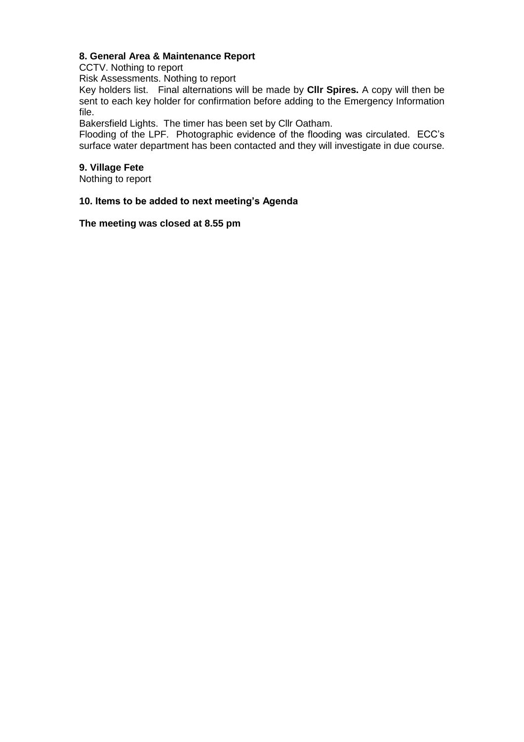**8. General Area & Maintenance Report**

CCTV. Nothing to report

Risk Assessments. Nothing to report

Key holders list. Final alternations will be made by **Cllr Spires.** A copy will then be sent to each key holder for confirmation before adding to the Emergency Information file.

Bakersfield Lights. The timer has been set by Cllr Oatham.

Flooding of the LPF. Photographic evidence of the flooding was circulated. ECC's surface water department has been contacted and they will investigate in due course.

**9. Village Fete**

Nothing to report

**10. Items to be added to next meeting's Agenda**

**The meeting was closed at 8.55 pm**